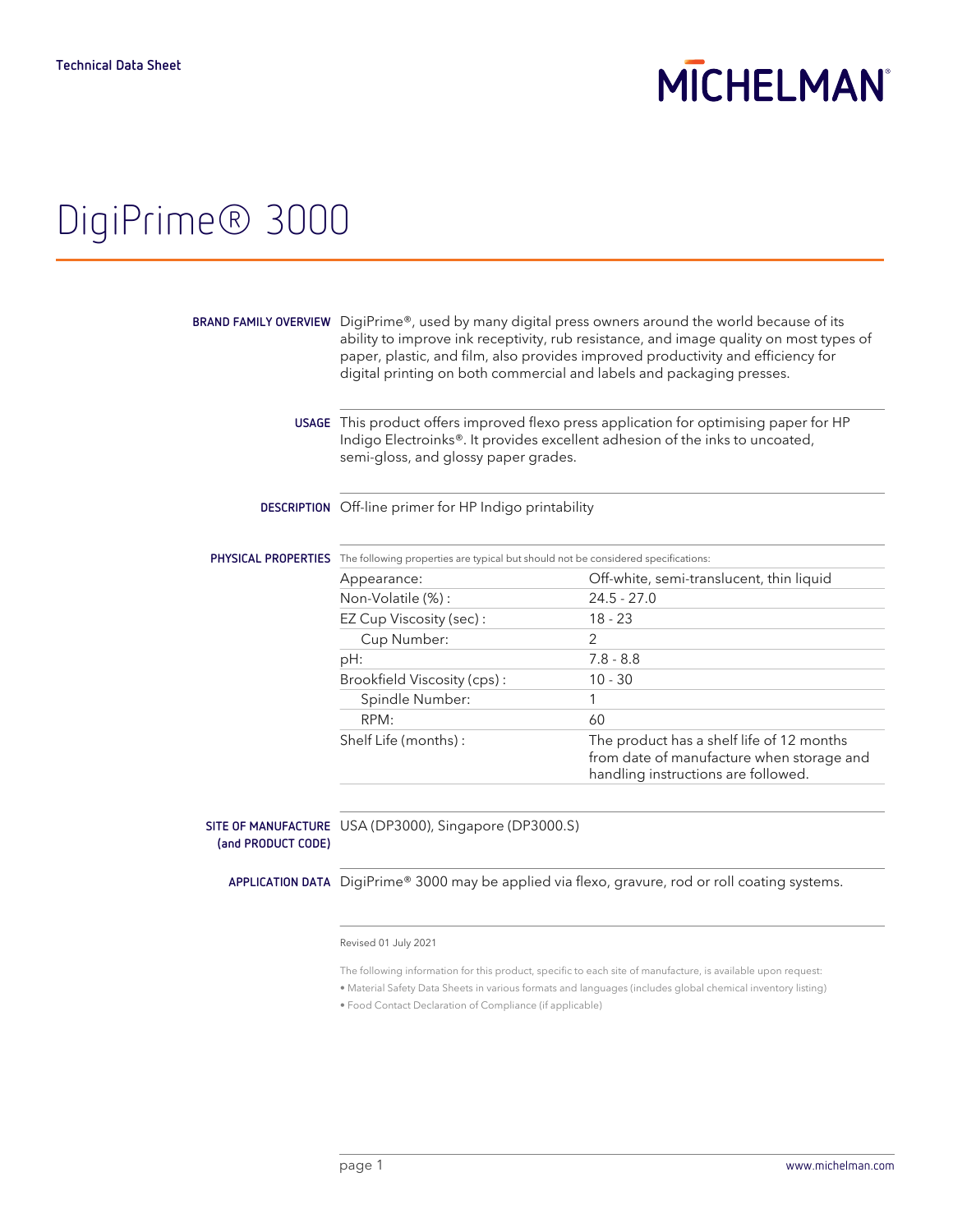Technical Data Sheet

# DigiPrime® 3000

**BRAND FAMILY OVERVIEW**

DigiPrime®, used by many digital press owners around the world because of its ability to improve ink receptivity, rub resistance, and image quality on most types of paper, plastic, and film, also provides improved productivity and efficiency for digital printing on both commercial and labels and packaging presses.

**USAGE**

This product offers improved flexo press application for optimising paper for HP Indigo Electroinks®. It provides excellent adhesion of the inks to uncoated, semi-gloss, and glossy paper grades.

**DESCRIPTION**

Off-line primer for HP Indigo printability

**PHYSICAL PROPERTIES**

The following properties are typical but should not be considered specifications:

| Property | Value |
|---|---|
| Appearance: | Off-white, semi-translucent, thin liquid |
| Non-Volatile (%) : | 24.5 - 27.0 |
| EZ Cup Viscosity (sec) : | 18 - 23 |
| Cup Number: | 2 |
| pH: | 7.8 - 8.8 |
| Brookfield Viscosity (cps) : | 10 - 30 |
| Spindle Number: | 1 |
| RPM: | 60 |
| Shelf Life (months) : | The product has a shelf life of 12 months from date of manufacture when storage and handling instructions are followed. |

**SITE OF MANUFACTURE (and PRODUCT CODE)**

USA (DP3000), Singapore (DP3000.S)

**APPLICATION DATA**

DigiPrime® 3000 may be applied via flexo, gravure, rod or roll coating systems.

Revised 01 July 2021

The following information for this product, specific to each site of manufacture, is available upon request:

- Material Safety Data Sheets in various formats and languages (includes global chemical inventory listing)
- Food Contact Declaration of Compliance (if applicable)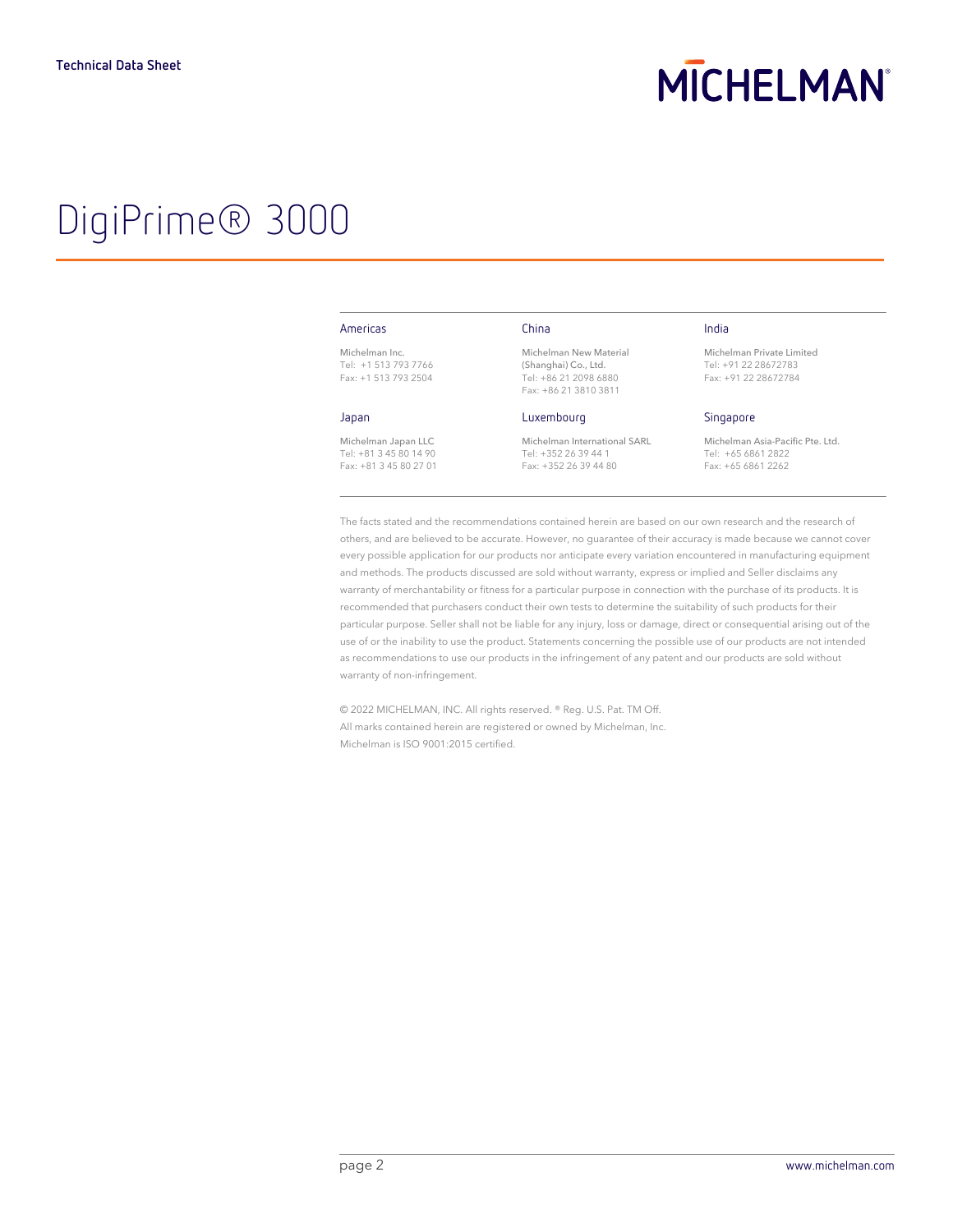# DigiPrime® 3000

### Americas

Michelman Inc.
Tel: +1 513 793 7766
Fax: +1 513 793 2504

### China

Michelman New Material (Shanghai) Co., Ltd.
Tel: +86 21 2098 6880
Fax: +86 21 3810 3811

### India

Michelman Private Limited
Tel: +91 22 28672783
Fax: +91 22 28672784

### Japan

Michelman Japan LLC
Tel: +81 3 45 80 14 90
Fax: +81 3 45 80 27 01

### Luxembourg

Michelman International SARL
Tel: +352 26 39 44 1
Fax: +352 26 39 44 80

### Singapore

Michelman Asia-Pacific Pte. Ltd.
Tel: +65 6861 2822
Fax: +65 6861 2262

The facts stated and the recommendations contained herein are based on our own research and the research of others, and are believed to be accurate. However, no guarantee of their accuracy is made because we cannot cover every possible application for our products nor anticipate every variation encountered in manufacturing equipment and methods. The products discussed are sold without warranty, express or implied and Seller disclaims any warranty of merchantability or fitness for a particular purpose in connection with the purchase of its products. It is recommended that purchasers conduct their own tests to determine the suitability of such products for their particular purpose. Seller shall not be liable for any injury, loss or damage, direct or consequential arising out of the use of or the inability to use the product. Statements concerning the possible use of our products are not intended as recommendations to use our products in the infringement of any patent and our products are sold without warranty of non-infringement.

© 2022 MICHELMAN, INC. All rights reserved. ® Reg. U.S. Pat. TM Off.
All marks contained herein are registered or owned by Michelman, Inc.
Michelman is ISO 9001:2015 certified.